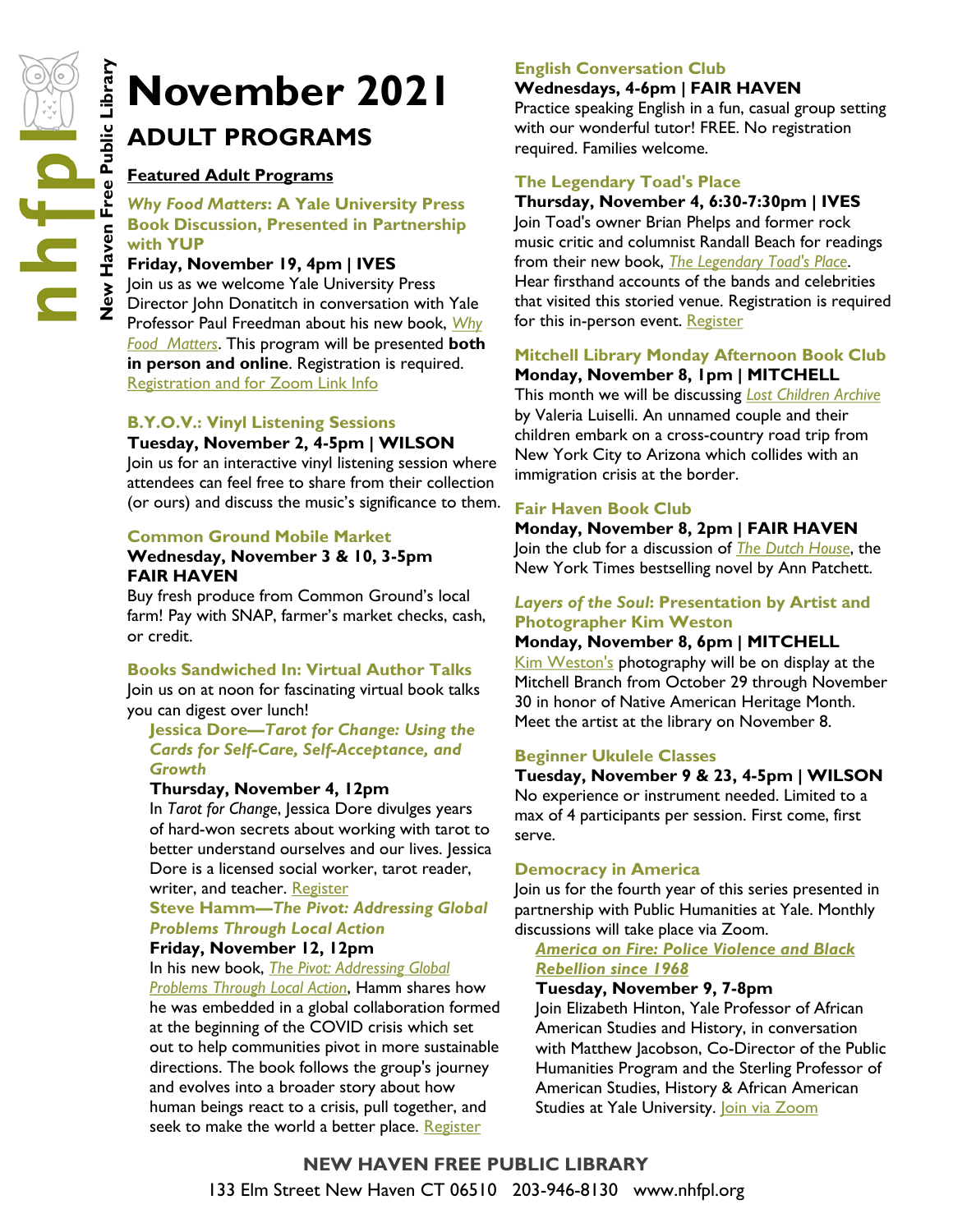# November 2021

## ADULT PROGRAMS

**Featured Adult Programs**

### *Why Food Matters*: A Yale University Press Book Discussion, Presented in Partnership with YUP

**Friday, November 19, 4pm | IVES**

Join us as we welcome Yale University Press Director John Donatitch in conversation with Yale Professor Paul Freedman about his new book, *Why Food Matters*. This program will be presented **both in person and online**. Registration is required. Registration and for Zoom Link Info

### B.Y.O.V.: Vinyl Listening Sessions

**Tuesday, November 2, 4-5pm | WILSON**

Join us for an interactive vinyl listening session where attendees can feel free to share from their collection (or ours) and discuss the music's significance to them.

### Common Ground Mobile Market

**Wednesday, November 3 & 10, 3-5pm FAIR HAVEN**

Buy fresh produce from Common Ground's local farm! Pay with SNAP, farmer's market checks, cash, or credit.

### Books Sandwiched In: Virtual Author Talks

Join us on at noon for fascinating virtual book talks you can digest over lunch!

#### Jessica Dore—*Tarot for Change: Using the Cards for Self-Care, Self-Acceptance, and Growth*

**Thursday, November 4, 12pm**

In *Tarot for Change*, Jessica Dore divulges years of hard-won secrets about working with tarot to better understand ourselves and our lives. Jessica Dore is a licensed social worker, tarot reader, writer, and teacher. Register

#### Steve Hamm—*The Pivot: Addressing Global Problems Through Local Action*

**Friday, November 12, 12pm**

In his new book, *The Pivot: Addressing Global Problems Through Local Action*, Hamm shares how he was embedded in a global collaboration formed at the beginning of the COVID crisis which set out to help communities pivot in more sustainable directions. The book follows the group's journey and evolves into a broader story about how human beings react to a crisis, pull together, and seek to make the world a better place. Register

### English Conversation Club

**Wednesdays, 4-6pm | FAIR HAVEN**

Practice speaking English in a fun, casual group setting with our wonderful tutor! FREE. No registration required. Families welcome.

### The Legendary Toad's Place

**Thursday, November 4, 6:30-7:30pm | IVES**

Join Toad's owner Brian Phelps and former rock music critic and columnist Randall Beach for readings from their new book, *The Legendary Toad's Place*. Hear firsthand accounts of the bands and celebrities that visited this storied venue. Registration is required for this in-person event. Register

### Mitchell Library Monday Afternoon Book Club

**Monday, November 8, 1pm | MITCHELL**

This month we will be discussing *Lost Children Archive* by Valeria Luiselli. An unnamed couple and their children embark on a cross-country road trip from New York City to Arizona which collides with an immigration crisis at the border.

### Fair Haven Book Club

**Monday, November 8, 2pm | FAIR HAVEN**

Join the club for a discussion of *The Dutch House*, the New York Times bestselling novel by Ann Patchett.

### *Layers of the Soul*: Presentation by Artist and Photographer Kim Weston

**Monday, November 8, 6pm | MITCHELL**

Kim Weston's photography will be on display at the Mitchell Branch from October 29 through November 30 in honor of Native American Heritage Month. Meet the artist at the library on November 8.

### Beginner Ukulele Classes

**Tuesday, November 9 & 23, 4-5pm | WILSON**

No experience or instrument needed. Limited to a max of 4 participants per session. First come, first serve.

### Democracy in America

Join us for the fourth year of this series presented in partnership with Public Humanities at Yale. Monthly discussions will take place via Zoom.

#### *America on Fire: Police Violence and Black Rebellion since 1968*

**Tuesday, November 9, 7-8pm**

Join Elizabeth Hinton, Yale Professor of African American Studies and History, in conversation with Matthew Jacobson, Co-Director of the Public Humanities Program and the Sterling Professor of American Studies, History & African American Studies at Yale University. Join via Zoom

**NEW HAVEN FREE PUBLIC LIBRARY**

133 Elm Street New Haven CT 06510 203-946-8130 www.nhfpl.org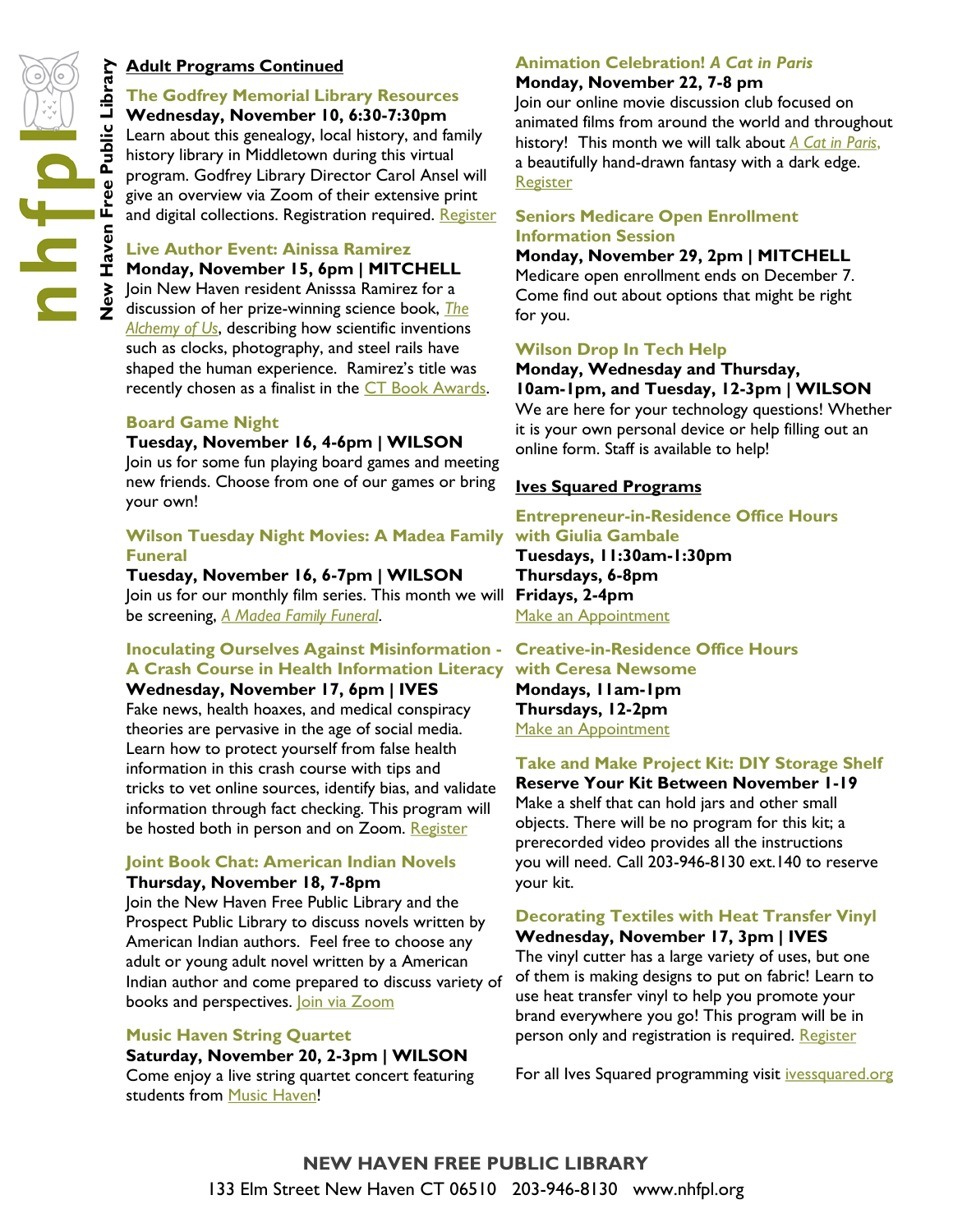## Adult Programs Continued

### The Godfrey Memorial Library Resources

**Wednesday, November 10, 6:30-7:30pm**

Learn about this genealogy, local history, and family history library in Middletown during this virtual program. Godfrey Library Director Carol Ansel will give an overview via Zoom of their extensive print and digital collections. Registration required. Register

### Live Author Event: Ainissa Ramirez

**Monday, November 15, 6pm | MITCHELL**

Join New Haven resident Anisssa Ramirez for a discussion of her prize-winning science book, *The Alchemy of Us*, describing how scientific inventions such as clocks, photography, and steel rails have shaped the human experience. Ramirez's title was recently chosen as a finalist in the CT Book Awards.

### Board Game Night

**Tuesday, November 16, 4-6pm | WILSON**

Join us for some fun playing board games and meeting new friends. Choose from one of our games or bring your own!

### Wilson Tuesday Night Movies: A Madea Family Funeral

**Tuesday, November 16, 6-7pm | WILSON**

Join us for our monthly film series. This month we will be screening, *A Madea Family Funeral*.

### Inoculating Ourselves Against Misinformation - A Crash Course in Health Information Literacy

**Wednesday, November 17, 6pm | IVES**

Fake news, health hoaxes, and medical conspiracy theories are pervasive in the age of social media. Learn how to protect yourself from false health information in this crash course with tips and tricks to vet online sources, identify bias, and validate information through fact checking. This program will be hosted both in person and on Zoom. Register

### Joint Book Chat: American Indian Novels

**Thursday, November 18, 7-8pm**

Join the New Haven Free Public Library and the Prospect Public Library to discuss novels written by American Indian authors. Feel free to choose any adult or young adult novel written by a American Indian author and come prepared to discuss variety of books and perspectives. Join via Zoom

### Music Haven String Quartet

**Saturday, November 20, 2-3pm | WILSON**

Come enjoy a live string quartet concert featuring students from Music Haven!

### Animation Celebration! *A Cat in Paris*

**Monday, November 22, 7-8 pm**

Join our online movie discussion club focused on animated films from around the world and throughout history! This month we will talk about *A Cat in Paris*, a beautifully hand-drawn fantasy with a dark edge. Register

### Seniors Medicare Open Enrollment Information Session

**Monday, November 29, 2pm | MITCHELL**

Medicare open enrollment ends on December 7. Come find out about options that might be right for you.

### Wilson Drop In Tech Help

**Monday, Wednesday and Thursday, 10am-1pm, and Tuesday, 12-3pm | WILSON**

We are here for your technology questions! Whether it is your own personal device or help filling out an online form. Staff is available to help!

## Ives Squared Programs

### Entrepreneur-in-Residence Office Hours with Giulia Gambale

**Tuesdays, 11:30am-1:30pm**
**Thursdays, 6-8pm**
**Fridays, 2-4pm**

Make an Appointment

### Creative-in-Residence Office Hours with Ceresa Newsome

**Mondays, 11am-1pm**
**Thursdays, 12-2pm**

Make an Appointment

### Take and Make Project Kit: DIY Storage Shelf

**Reserve Your Kit Between November 1-19**

Make a shelf that can hold jars and other small objects. There will be no program for this kit; a prerecorded video provides all the instructions you will need. Call 203-946-8130 ext.140 to reserve your kit.

### Decorating Textiles with Heat Transfer Vinyl

**Wednesday, November 17, 3pm | IVES**

The vinyl cutter has a large variety of uses, but one of them is making designs to put on fabric! Learn to use heat transfer vinyl to help you promote your brand everywhere you go! This program will be in person only and registration is required. Register

For all Ives Squared programming visit ivessquared.org

**NEW HAVEN FREE PUBLIC LIBRARY**
133 Elm Street New Haven CT 06510 203-946-8130 www.nhfpl.org